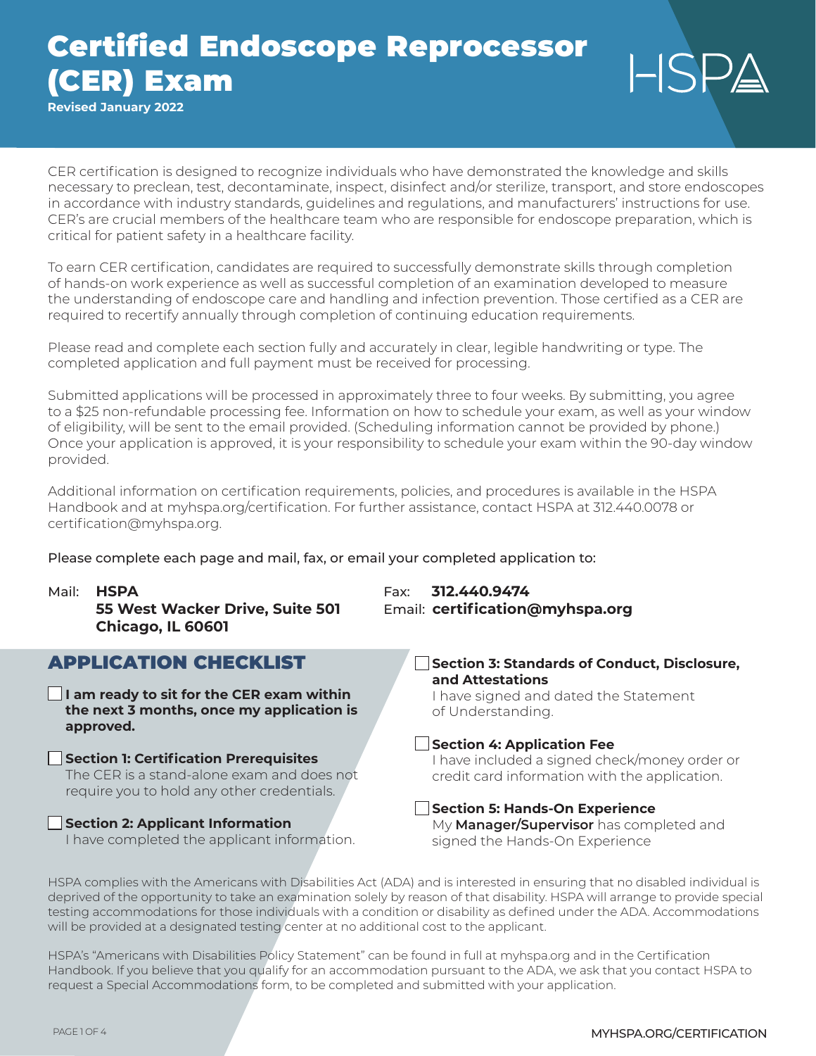# Certified Endoscope Reprocessor (CER) Exam

**Revised January 2022**

HSPA

CER certification is designed to recognize individuals who have demonstrated the knowledge and skills necessary to preclean, test, decontaminate, inspect, disinfect and/or sterilize, transport, and store endoscopes in accordance with industry standards, guidelines and regulations, and manufacturers' instructions for use. CER's are crucial members of the healthcare team who are responsible for endoscope preparation, which is critical for patient safety in a healthcare facility.

To earn CER certification, candidates are required to successfully demonstrate skills through completion of hands-on work experience as well as successful completion of an examination developed to measure the understanding of endoscope care and handling and infection prevention. Those certified as a CER are required to recertify annually through completion of continuing education requirements.

Please read and complete each section fully and accurately in clear, legible handwriting or type. The completed application and full payment must be received for processing.

Submitted applications will be processed in approximately three to four weeks. By submitting, you agree to a $25 non-refundable processing fee. Information on how to schedule your exam, as well as your window of eligibility, will be sent to the email provided. (Scheduling information cannot be provided by phone.) Once your application is approved, it is your responsibility to schedule your exam within the 90-day window provided.

Additional information on certification requirements, policies, and procedures is available in the HSPA Handbook and at myhspa.org/certification. For further assistance, contact HSPA at 312.440.0078 or certification@myhspa.org.

Please complete each page and mail, fax, or email your completed application to:

Mail: **HSPA**
**55 West Wacker Drive, Suite 501**
**Chicago, IL 60601**

Fax: **312.440.9474**
Email: **certification@myhspa.org**

## APPLICATION CHECKLIST

- ☐ **I am ready to sit for the CER exam within the next 3 months, once my application is approved.**
- ☐ **Section 1: Certification Prerequisites**
  The CER is a stand-alone exam and does not require you to hold any other credentials.
- ☐ **Section 2: Applicant Information**
  I have completed the applicant information.
- ☐ **Section 3: Standards of Conduct, Disclosure, and Attestations**
  I have signed and dated the Statement of Understanding.
- ☐ **Section 4: Application Fee**
  I have included a signed check/money order or credit card information with the application.
- ☐ **Section 5: Hands-On Experience**
  My **Manager/Supervisor** has completed and signed the Hands-On Experience

HSPA complies with the Americans with Disabilities Act (ADA) and is interested in ensuring that no disabled individual is deprived of the opportunity to take an examination solely by reason of that disability. HSPA will arrange to provide special testing accommodations for those individuals with a condition or disability as defined under the ADA. Accommodations will be provided at a designated testing center at no additional cost to the applicant.

HSPA's "Americans with Disabilities Policy Statement" can be found in full at myhspa.org and in the Certification Handbook. If you believe that you qualify for an accommodation pursuant to the ADA, we ask that you contact HSPA to request a Special Accommodations form, to be completed and submitted with your application.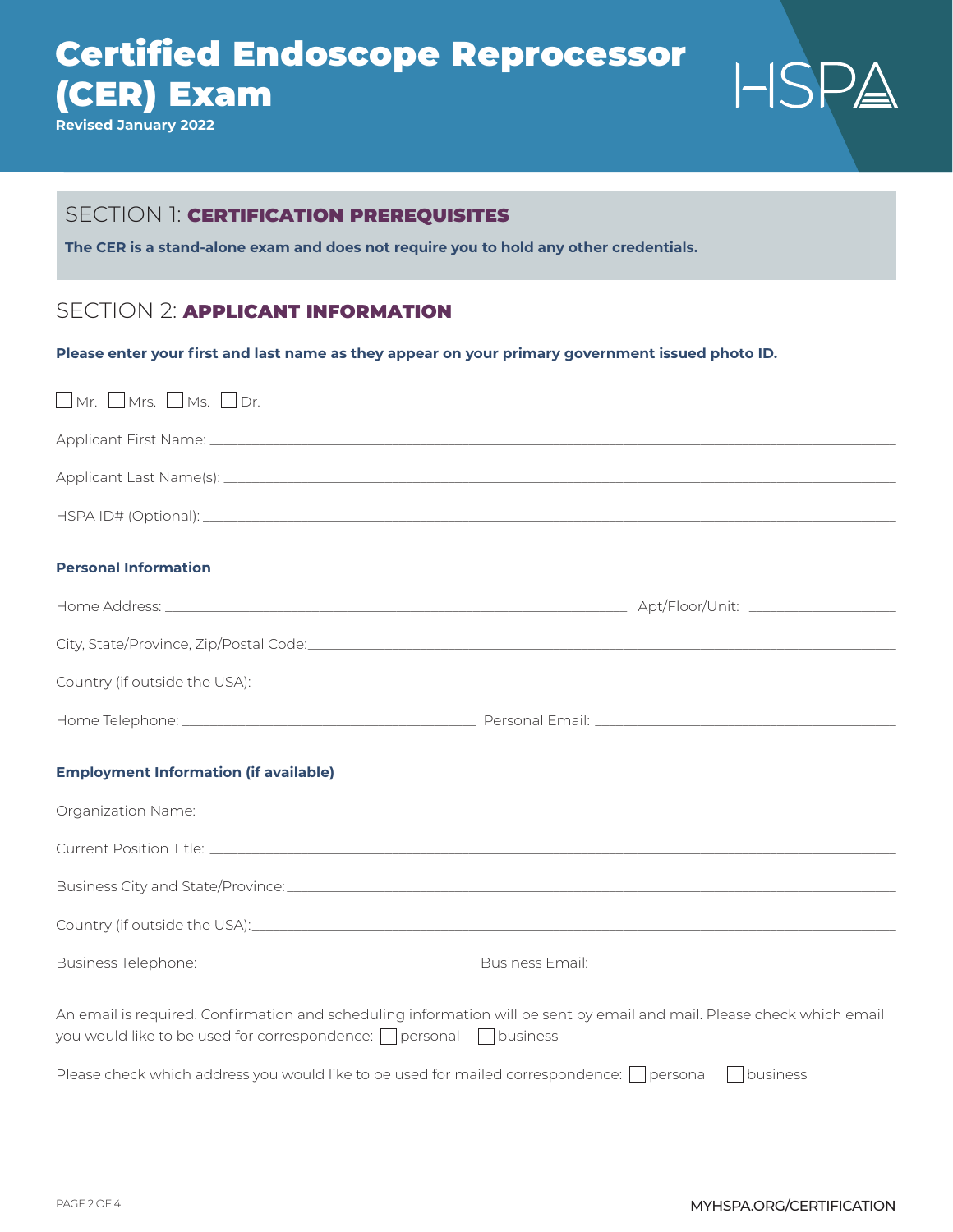# Certified Endoscope Reprocessor (CER) Exam

**Revised January 2022**

HSPA

## SECTION 1: CERTIFICATION PREREQUISITES

**The CER is a stand-alone exam and does not require you to hold any other credentials.**

## SECTION 2: APPLICANT INFORMATION

**Please enter your first and last name as they appear on your primary government issued photo ID.**

☐ Mr. ☐ Mrs. ☐ Ms. ☐ Dr.

Applicant First Name: ______________________________

Applicant Last Name(s): ______________________________

HSPA ID# (Optional): ______________________________

**Personal Information**

Home Address: ______________________________ Apt/Floor/Unit: ______________

City, State/Province, Zip/Postal Code: ______________________________

Country (if outside the USA): ______________________________

Home Telephone: ______________________ Personal Email: ______________________

**Employment Information (if available)**

Organization Name: ______________________________

Current Position Title: ______________________________

Business City and State/Province: ______________________________

Country (if outside the USA): ______________________________

Business Telephone: ______________________ Business Email: ______________________

An email is required. Confirmation and scheduling information will be sent by email and mail. Please check which email you would like to be used for correspondence: ☐ personal ☐ business

Please check which address you would like to be used for mailed correspondence: ☐ personal ☐ business

MYHSPA.ORG/CERTIFICATION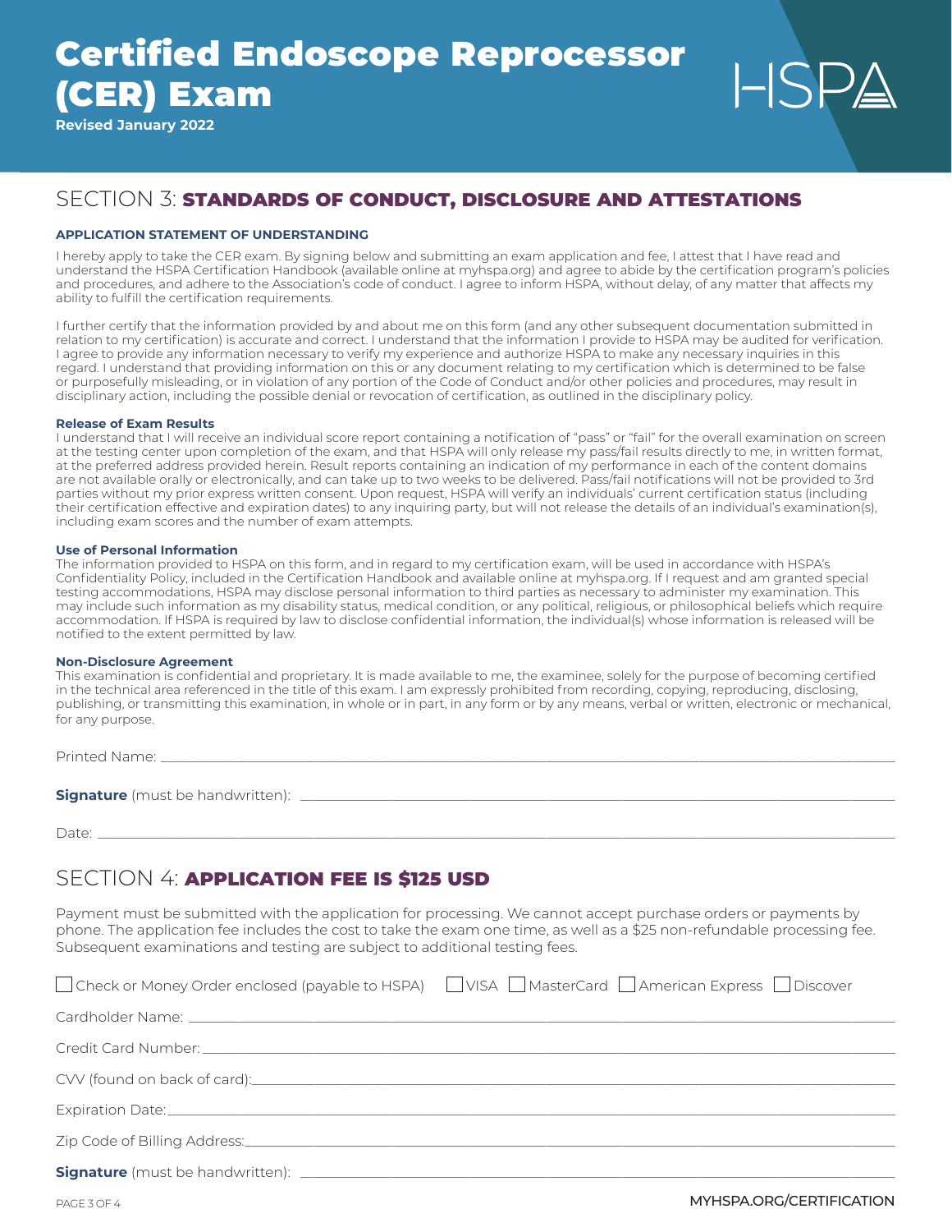# Certified Endoscope Reprocessor (CER) Exam

**Revised January 2022**

## SECTION 3: STANDARDS OF CONDUCT, DISCLOSURE AND ATTESTATIONS

### APPLICATION STATEMENT OF UNDERSTANDING

I hereby apply to take the CER exam. By signing below and submitting an exam application and fee, I attest that I have read and understand the HSPA Certification Handbook (available online at myhspa.org) and agree to abide by the certification program's policies and procedures, and adhere to the Association's code of conduct. I agree to inform HSPA, without delay, of any matter that affects my ability to fulfill the certification requirements.

I further certify that the information provided by and about me on this form (and any other subsequent documentation submitted in relation to my certification) is accurate and correct. I understand that the information I provide to HSPA may be audited for verification. I agree to provide any information necessary to verify my experience and authorize HSPA to make any necessary inquiries in this regard. I understand that providing information on this or any document relating to my certification which is determined to be false or purposefully misleading, or in violation of any portion of the Code of Conduct and/or other policies and procedures, may result in disciplinary action, including the possible denial or revocation of certification, as outlined in the disciplinary policy.

**Release of Exam Results**

I understand that I will receive an individual score report containing a notification of "pass" or "fail" for the overall examination on screen at the testing center upon completion of the exam, and that HSPA will only release my pass/fail results directly to me, in written format, at the preferred address provided herein. Result reports containing an indication of my performance in each of the content domains are not available orally or electronically, and can take up to two weeks to be delivered. Pass/fail notifications will not be provided to 3rd parties without my prior express written consent. Upon request, HSPA will verify an individuals' current certification status (including their certification effective and expiration dates) to any inquiring party, but will not release the details of an individual's examination(s), including exam scores and the number of exam attempts.

**Use of Personal Information**

The information provided to HSPA on this form, and in regard to my certification exam, will be used in accordance with HSPA's Confidentiality Policy, included in the Certification Handbook and available online at myhspa.org. If I request and am granted special testing accommodations, HSPA may disclose personal information to third parties as necessary to administer my examination. This may include such information as my disability status, medical condition, or any political, religious, or philosophical beliefs which require accommodation. If HSPA is required by law to disclose confidential information, the individual(s) whose information is released will be notified to the extent permitted by law.

**Non-Disclosure Agreement**

This examination is confidential and proprietary. It is made available to me, the examinee, solely for the purpose of becoming certified in the technical area referenced in the title of this exam. I am expressly prohibited from recording, copying, reproducing, disclosing, publishing, or transmitting this examination, in whole or in part, in any form or by any means, verbal or written, electronic or mechanical, for any purpose.

Printed Name: ____________________

**Signature** (must be handwritten): ____________________

Date: ____________________

## SECTION 4: APPLICATION FEE IS $125 USD

Payment must be submitted with the application for processing. We cannot accept purchase orders or payments by phone. The application fee includes the cost to take the exam one time, as well as a $25 non-refundable processing fee. Subsequent examinations and testing are subject to additional testing fees.

☐ Check or Money Order enclosed (payable to HSPA) ☐ VISA ☐ MasterCard ☐ American Express ☐ Discover

Cardholder Name: ____________________

Credit Card Number: ____________________

CVV (found on back of card): ____________________

Expiration Date: ____________________

Zip Code of Billing Address: ____________________

**Signature** (must be handwritten): ____________________

MYHSPA.ORG/CERTIFICATION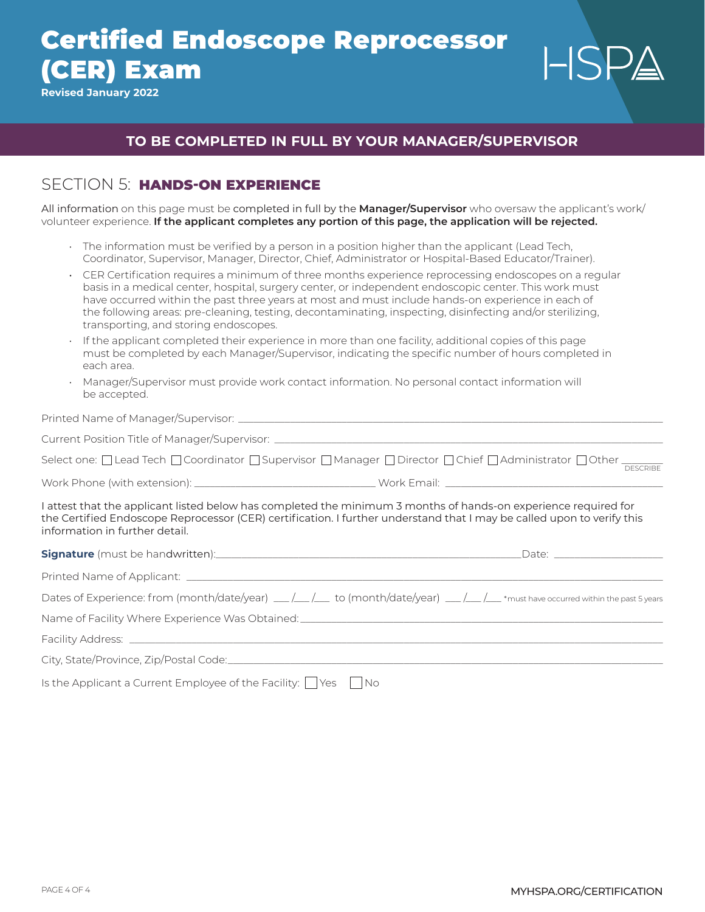# Certified Endoscope Reprocessor (CER) Exam

**Revised January 2022**

HSPA

**TO BE COMPLETED IN FULL BY YOUR MANAGER/SUPERVISOR**

## SECTION 5: HANDS-ON EXPERIENCE

All information on this page must be completed in full by the **Manager/Supervisor** who oversaw the applicant's work/ volunteer experience. **If the applicant completes any portion of this page, the application will be rejected.**

- The information must be verified by a person in a position higher than the applicant (Lead Tech, Coordinator, Supervisor, Manager, Director, Chief, Administrator or Hospital-Based Educator/Trainer).
- CER Certification requires a minimum of three months experience reprocessing endoscopes on a regular basis in a medical center, hospital, surgery center, or independent endoscopic center. This work must have occurred within the past three years at most and must include hands-on experience in each of the following areas: pre-cleaning, testing, decontaminating, inspecting, disinfecting and/or sterilizing, transporting, and storing endoscopes.
- If the applicant completed their experience in more than one facility, additional copies of this page must be completed by each Manager/Supervisor, indicating the specific number of hours completed in each area.
- Manager/Supervisor must provide work contact information. No personal contact information will be accepted.

Printed Name of Manager/Supervisor: ______________________________

Current Position Title of Manager/Supervisor: ______________________________

Select one: ☐ Lead Tech ☐ Coordinator ☐ Supervisor ☐ Manager ☐ Director ☐ Chief ☐ Administrator ☐ Other ________ (DESCRIBE)

Work Phone (with extension): ______________________ Work Email: ______________________

I attest that the applicant listed below has completed the minimum 3 months of hands-on experience required for the Certified Endoscope Reprocessor (CER) certification. I further understand that I may be called upon to verify this information in further detail.

**Signature** (must be handwritten): ______________________________ Date: ______________

Printed Name of Applicant: ______________________________

Dates of Experience: from (month/date/year) ___/___/___ to (month/date/year) ___/___/___ *must have occurred within the past 5 years

Name of Facility Where Experience Was Obtained: ______________________________

Facility Address: ______________________________

City, State/Province, Zip/Postal Code: ______________________________

Is the Applicant a Current Employee of the Facility: ☐ Yes ☐ No

MYHSPA.ORG/CERTIFICATION